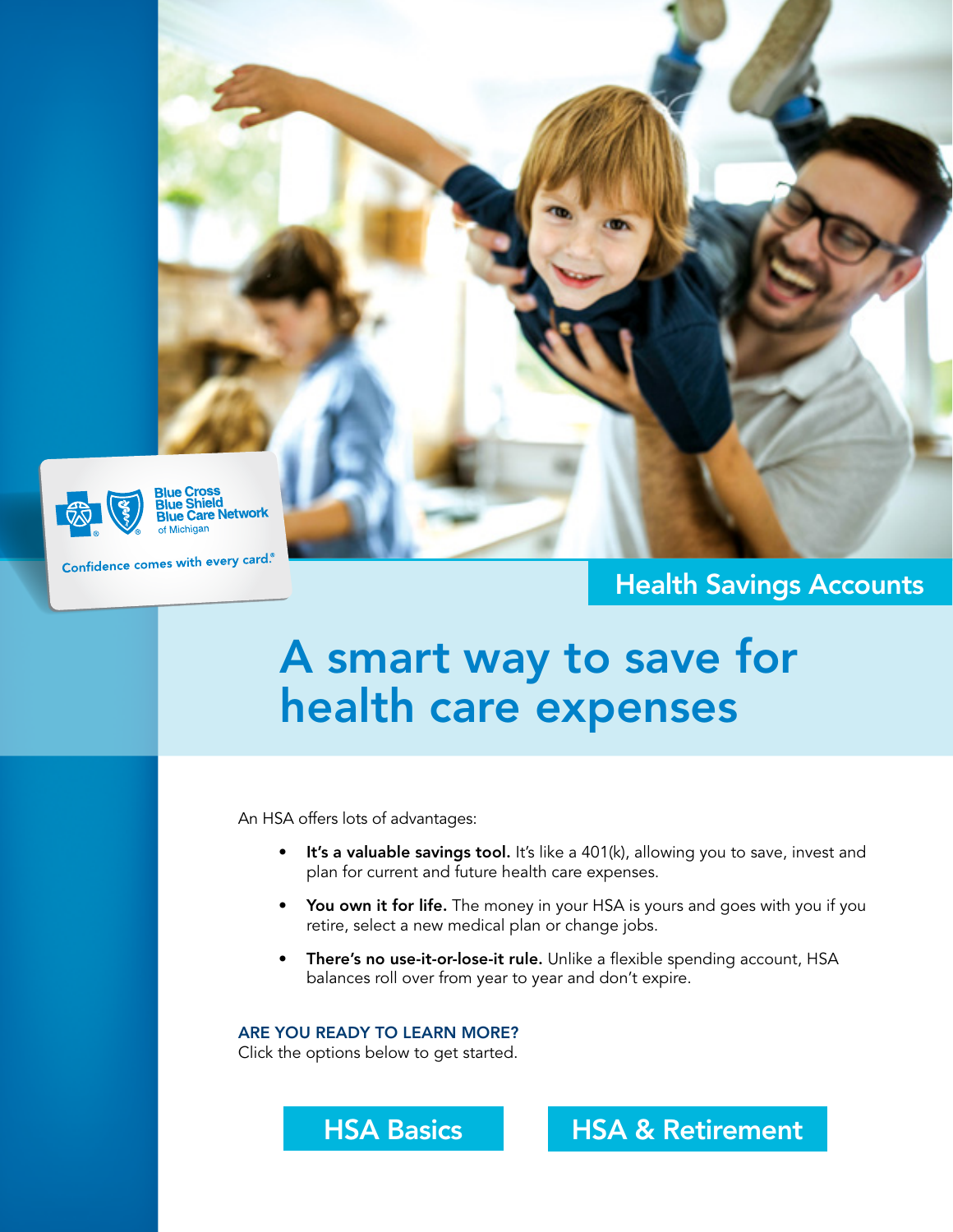Blue Cross Blue Shield Blue Care Network of Michigan

Confidence comes with every card.®

## Health Savings Accounts

# A smart way to save for health care expenses

An HSA offers lots of advantages:

- **It's a valuable savings tool.** It's like a 401(k), allowing you to save, invest and plan for current and future health care expenses.
- **You own it for life.** The money in your HSA is yours and goes with you if you retire, select a new medical plan or change jobs.
- **There's no use-it-or-lose-it rule.** Unlike a flexible spending account, HSA balances roll over from year to year and don't expire.

**ARE YOU READY TO LEARN MORE?**
Click the options below to get started.

HSA Basics

HSA & Retirement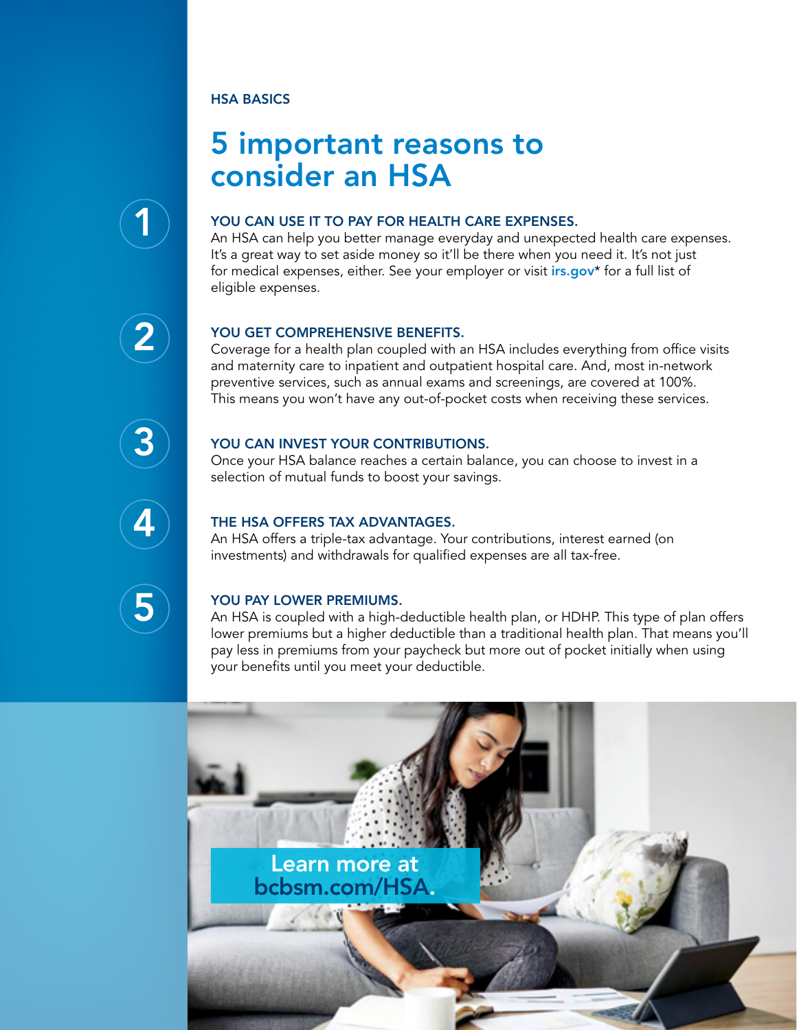HSA BASICS

# 5 important reasons to consider an HSA

## 1 YOU CAN USE IT TO PAY FOR HEALTH CARE EXPENSES.

An HSA can help you better manage everyday and unexpected health care expenses. It's a great way to set aside money so it'll be there when you need it. It's not just for medical expenses, either. See your employer or visit irs.gov* for a full list of eligible expenses.

## 2 YOU GET COMPREHENSIVE BENEFITS.

Coverage for a health plan coupled with an HSA includes everything from office visits and maternity care to inpatient and outpatient hospital care. And, most in-network preventive services, such as annual exams and screenings, are covered at 100%. This means you won't have any out-of-pocket costs when receiving these services.

## 3 YOU CAN INVEST YOUR CONTRIBUTIONS.

Once your HSA balance reaches a certain balance, you can choose to invest in a selection of mutual funds to boost your savings.

## 4 THE HSA OFFERS TAX ADVANTAGES.

An HSA offers a triple-tax advantage. Your contributions, interest earned (on investments) and withdrawals for qualified expenses are all tax-free.

## 5 YOU PAY LOWER PREMIUMS.

An HSA is coupled with a high-deductible health plan, or HDHP. This type of plan offers lower premiums but a higher deductible than a traditional health plan. That means you'll pay less in premiums from your paycheck but more out of pocket initially when using your benefits until you meet your deductible.

Learn more at bcbsm.com/HSA.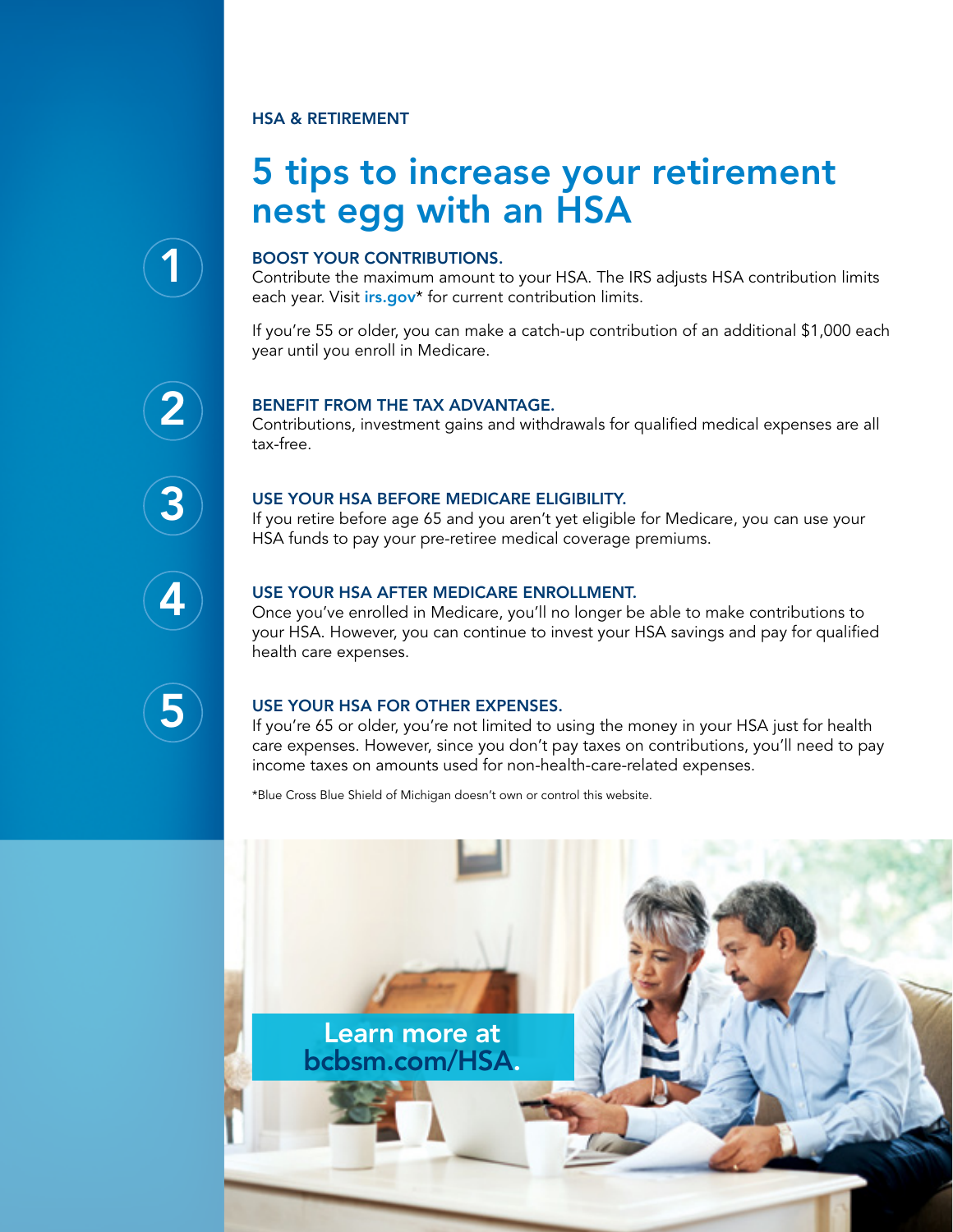HSA & RETIREMENT

# 5 tips to increase your retirement nest egg with an HSA

## 1 BOOST YOUR CONTRIBUTIONS.

Contribute the maximum amount to your HSA. The IRS adjusts HSA contribution limits each year. Visit irs.gov* for current contribution limits.

If you're 55 or older, you can make a catch-up contribution of an additional $1,000 each year until you enroll in Medicare.

## 2 BENEFIT FROM THE TAX ADVANTAGE.

Contributions, investment gains and withdrawals for qualified medical expenses are all tax-free.

## 3 USE YOUR HSA BEFORE MEDICARE ELIGIBILITY.

If you retire before age 65 and you aren't yet eligible for Medicare, you can use your HSA funds to pay your pre-retiree medical coverage premiums.

## 4 USE YOUR HSA AFTER MEDICARE ENROLLMENT.

Once you've enrolled in Medicare, you'll no longer be able to make contributions to your HSA. However, you can continue to invest your HSA savings and pay for qualified health care expenses.

## 5 USE YOUR HSA FOR OTHER EXPENSES.

If you're 65 or older, you're not limited to using the money in your HSA just for health care expenses. However, since you don't pay taxes on contributions, you'll need to pay income taxes on amounts used for non-health-care-related expenses.

*Blue Cross Blue Shield of Michigan doesn't own or control this website.

Learn more at bcbsm.com/HSA.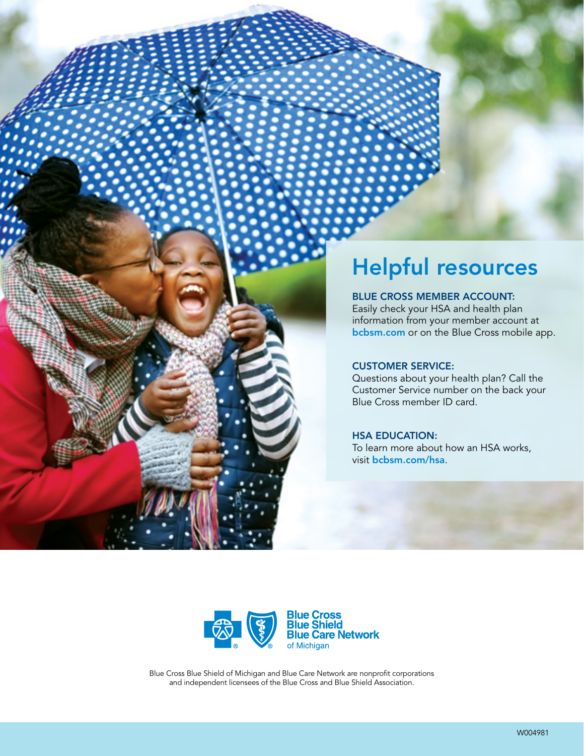# Helpful resources

**BLUE CROSS MEMBER ACCOUNT:**
Easily check your HSA and health plan information from your member account at **bcbsm.com** or on the Blue Cross mobile app.

**CUSTOMER SERVICE:**
Questions about your health plan? Call the Customer Service number on the back your Blue Cross member ID card.

**HSA EDUCATION:**
To learn more about how an HSA works, visit **bcbsm.com/hsa**.

Blue Cross Blue Shield Blue Care Network of Michigan

Blue Cross Blue Shield of Michigan and Blue Care Network are nonprofit corporations and independent licensees of the Blue Cross and Blue Shield Association.

W004981